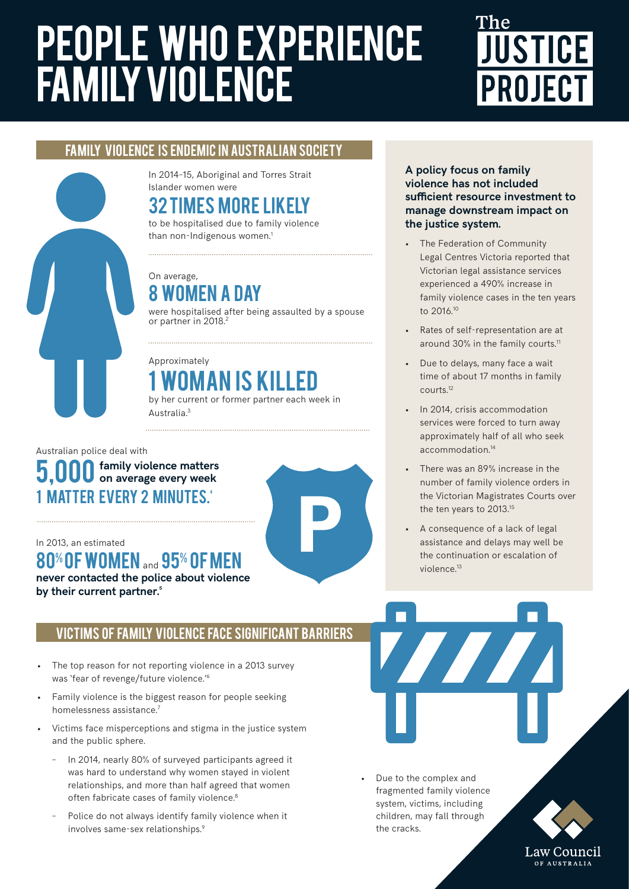# PEOPLE WHO EXPERIENCE FAMILY VIOLENCE

The JUSTICE PROJECT

## FAMILY VIOLENCE IS ENDEMIC IN AUSTRALIAN SOCIETY

In 2014–15, Aboriginal and Torres Strait Islander women were

**32 TIMES MORE LIKELY**

to be hospitalised due to family violence than non-Indigenous women.[1]

On average,

**8 WOMEN A DAY**

were hospitalised after being assaulted by a spouse or partner in 2018.[2]

Approximately

**1 WOMAN IS KILLED**

by her current or former partner each week in Australia.[3]

Australian police deal with

**5,000 family violence matters on average every week**

**1 MATTER EVERY 2 MINUTES.**[4]

In 2013, an estimated

**80% OF WOMEN and 95% OF MEN**

**never contacted the police about violence by their current partner.**[5]

**A policy focus on family violence has not included sufficient resource investment to manage downstream impact on the justice system.**

- The Federation of Community Legal Centres Victoria reported that Victorian legal assistance services experienced a 490% increase in family violence cases in the ten years to 2016.[10]
- Rates of self-representation are at around 30% in the family courts.[11]
- Due to delays, many face a wait time of about 17 months in family courts.[12]
- In 2014, crisis accommodation services were forced to turn away approximately half of all who seek accommodation.[14]
- There was an 89% increase in the number of family violence orders in the Victorian Magistrates Courts over the ten years to 2013.[15]
- A consequence of a lack of legal assistance and delays may well be the continuation or escalation of violence.[13]

## VICTIMS OF FAMILY VIOLENCE FACE SIGNIFICANT BARRIERS

- The top reason for not reporting violence in a 2013 survey was 'fear of revenge/future violence.'[6]
- Family violence is the biggest reason for people seeking homelessness assistance.[7]
- Victims face misperceptions and stigma in the justice system and the public sphere.
  - In 2014, nearly 80% of surveyed participants agreed it was hard to understand why women stayed in violent relationships, and more than half agreed that women often fabricate cases of family violence.[8]
  - Police do not always identify family violence when it involves same-sex relationships.[9]
- Due to the complex and fragmented family violence system, victims, including children, may fall through the cracks.

Law Council OF AUSTRALIA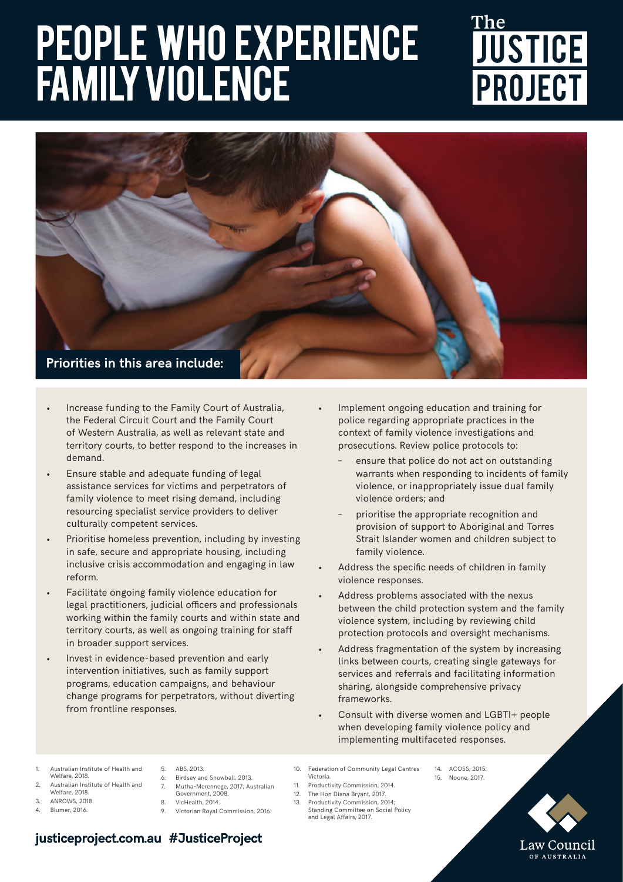# PEOPLE WHO EXPERIENCE FAMILY VIOLENCE

The JUSTICE PROJECT

**Priorities in this area include:**

- Increase funding to the Family Court of Australia, the Federal Circuit Court and the Family Court of Western Australia, as well as relevant state and territory courts, to better respond to the increases in demand.
- Ensure stable and adequate funding of legal assistance services for victims and perpetrators of family violence to meet rising demand, including resourcing specialist service providers to deliver culturally competent services.
- Prioritise homeless prevention, including by investing in safe, secure and appropriate housing, including inclusive crisis accommodation and engaging in law reform.
- Facilitate ongoing family violence education for legal practitioners, judicial officers and professionals working within the family courts and within state and territory courts, as well as ongoing training for staff in broader support services.
- Invest in evidence-based prevention and early intervention initiatives, such as family support programs, education campaigns, and behaviour change programs for perpetrators, without diverting from frontline responses.
- Implement ongoing education and training for police regarding appropriate practices in the context of family violence investigations and prosecutions. Review police protocols to:
  - ensure that police do not act on outstanding warrants when responding to incidents of family violence, or inappropriately issue dual family violence orders; and
  - prioritise the appropriate recognition and provision of support to Aboriginal and Torres Strait Islander women and children subject to family violence.
- Address the specific needs of children in family violence responses.
- Address problems associated with the nexus between the child protection system and the family violence system, including by reviewing child protection protocols and oversight mechanisms.
- Address fragmentation of the system by increasing links between courts, creating single gateways for services and referrals and facilitating information sharing, alongside comprehensive privacy frameworks.
- Consult with diverse women and LGBTI+ people when developing family violence policy and implementing multifaceted responses.

1. Australian Institute of Health and Welfare, 2018.
2. Australian Institute of Health and Welfare, 2018.
3. ANROWS, 2018.
4. Blumer, 2016.
5. ABS, 2013.
6. Birdsey and Snowball, 2013.
7. Mutha-Merennege, 2017; Australian Government, 2008.
8. VicHealth, 2014.
9. Victorian Royal Commission, 2016.
10. Federation of Community Legal Centres Victoria.
11. Productivity Commission, 2014.
12. The Hon Diana Bryant, 2017.
13. Productivity Commission, 2014; Standing Committee on Social Policy and Legal Affairs, 2017.
14. ACOSS, 2015.
15. Noone, 2017.

**justiceproject.com.au #JusticeProject**

Law Council OF AUSTRALIA